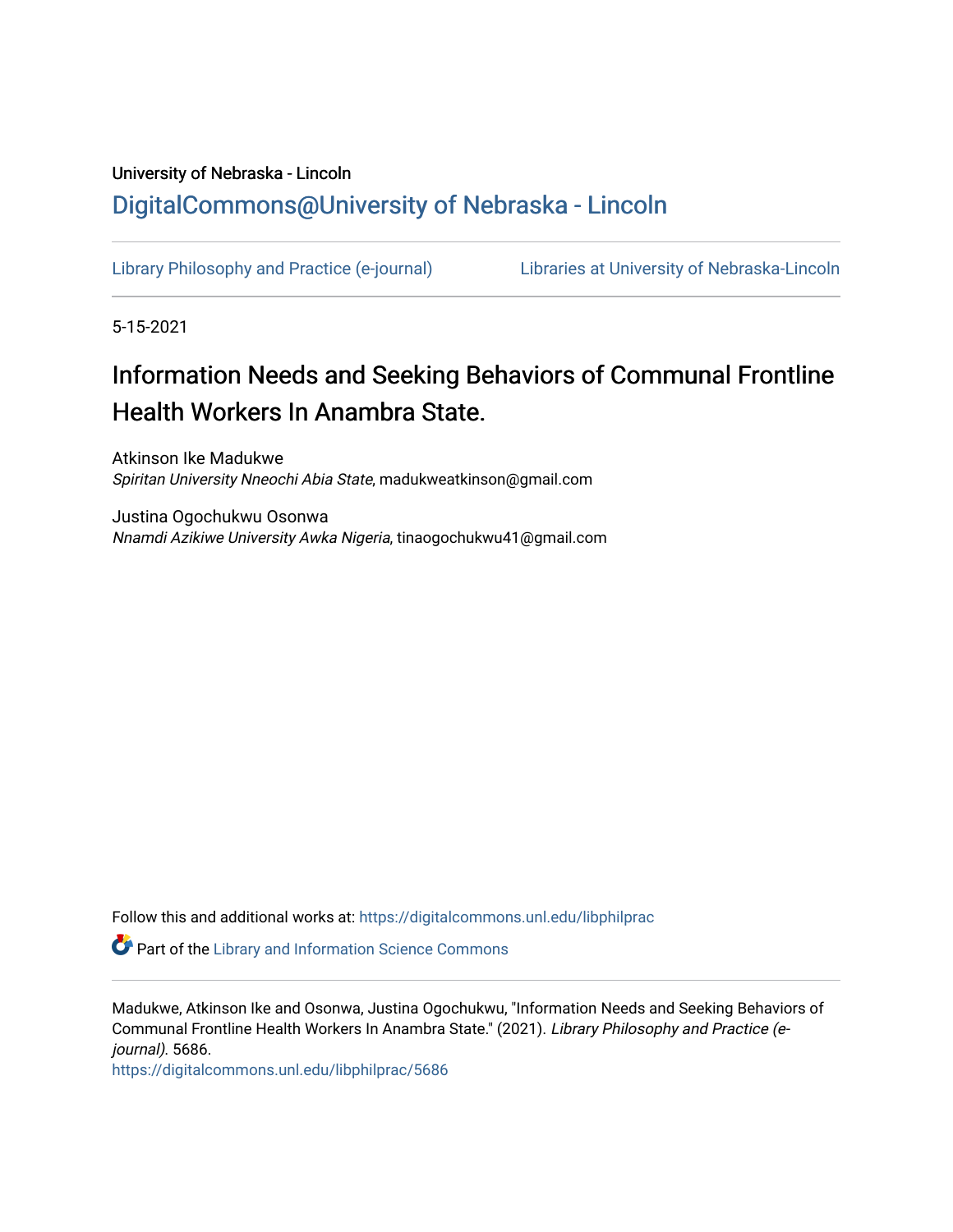University of Nebraska - Lincoln

## DigitalCommons@University of Nebraska - Lincoln

Library Philosophy and Practice (e-journal) | Libraries at University of Nebraska-Lincoln

5-15-2021

# Information Needs and Seeking Behaviors of Communal Frontline Health Workers In Anambra State.

Atkinson Ike Madukwe
*Spiritan University Nneochi Abia State*, madukweatkinson@gmail.com

Justina Ogochukwu Osonwa
*Nnamdi Azikiwe University Awka Nigeria*, tinaogochukwu41@gmail.com

Follow this and additional works at: https://digitalcommons.unl.edu/libphilprac

Part of the Library and Information Science Commons

Madukwe, Atkinson Ike and Osonwa, Justina Ogochukwu, "Information Needs and Seeking Behaviors of Communal Frontline Health Workers In Anambra State." (2021). *Library Philosophy and Practice (e-journal).* 5686.
https://digitalcommons.unl.edu/libphilprac/5686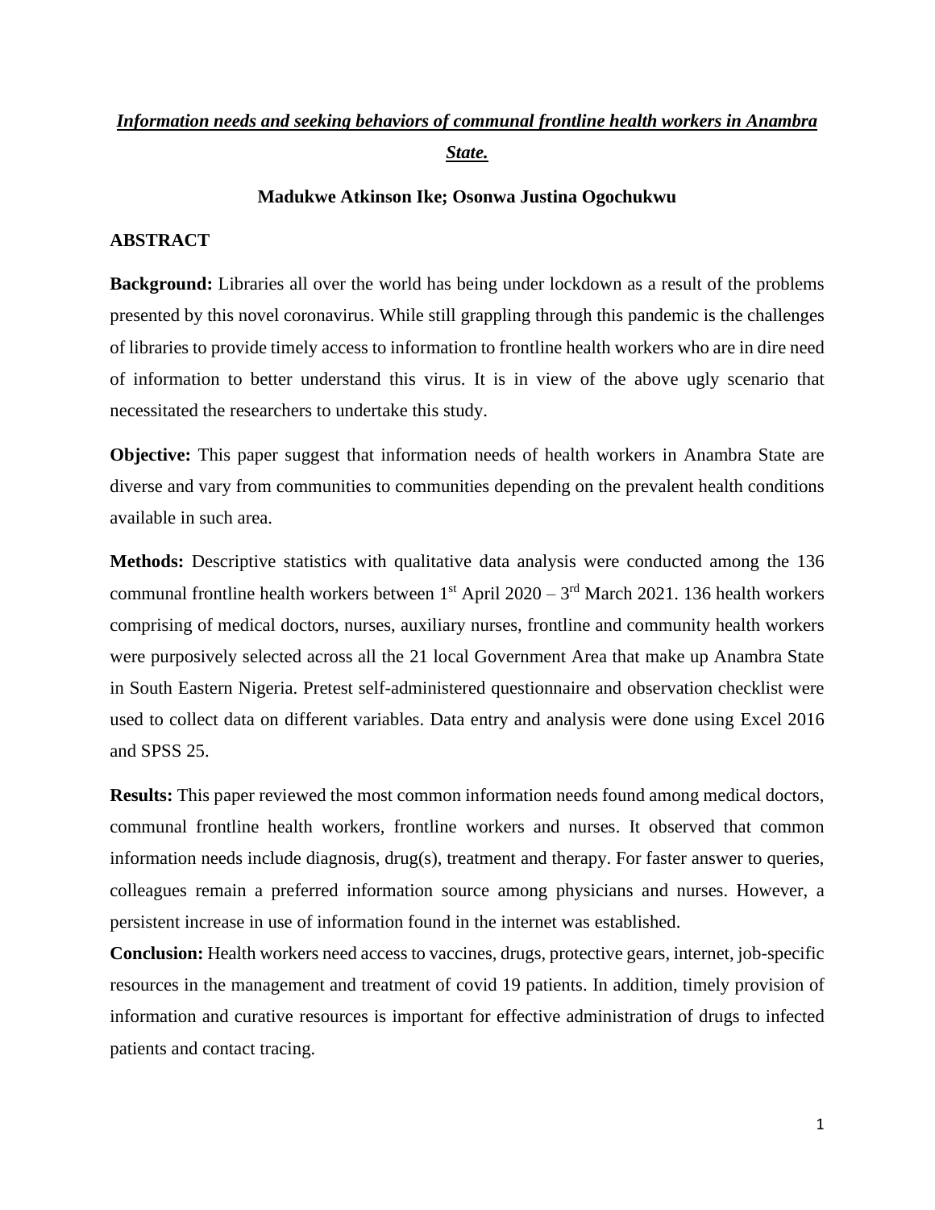# *Information needs and seeking behaviors of communal frontline health workers in Anambra State.*

**Madukwe Atkinson Ike; Osonwa Justina Ogochukwu**

## ABSTRACT

**Background:** Libraries all over the world has being under lockdown as a result of the problems presented by this novel coronavirus. While still grappling through this pandemic is the challenges of libraries to provide timely access to information to frontline health workers who are in dire need of information to better understand this virus. It is in view of the above ugly scenario that necessitated the researchers to undertake this study.

**Objective:** This paper suggest that information needs of health workers in Anambra State are diverse and vary from communities to communities depending on the prevalent health conditions available in such area.

**Methods:** Descriptive statistics with qualitative data analysis were conducted among the 136 communal frontline health workers between 1st April 2020 – 3rd March 2021. 136 health workers comprising of medical doctors, nurses, auxiliary nurses, frontline and community health workers were purposively selected across all the 21 local Government Area that make up Anambra State in South Eastern Nigeria. Pretest self-administered questionnaire and observation checklist were used to collect data on different variables. Data entry and analysis were done using Excel 2016 and SPSS 25.

**Results:** This paper reviewed the most common information needs found among medical doctors, communal frontline health workers, frontline workers and nurses. It observed that common information needs include diagnosis, drug(s), treatment and therapy. For faster answer to queries, colleagues remain a preferred information source among physicians and nurses. However, a persistent increase in use of information found in the internet was established.

**Conclusion:** Health workers need access to vaccines, drugs, protective gears, internet, job-specific resources in the management and treatment of covid 19 patients. In addition, timely provision of information and curative resources is important for effective administration of drugs to infected patients and contact tracing.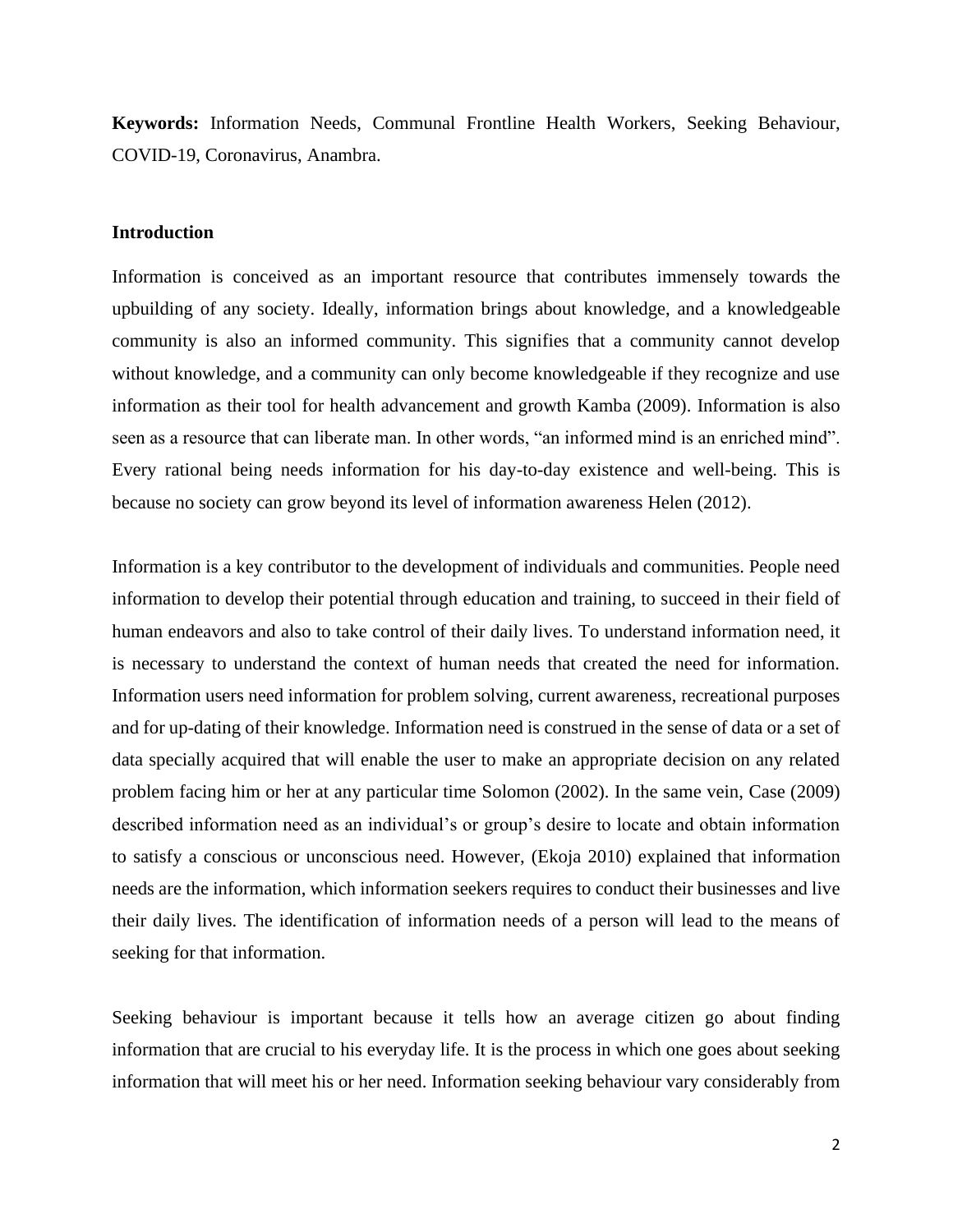**Keywords:** Information Needs, Communal Frontline Health Workers, Seeking Behaviour, COVID-19, Coronavirus, Anambra.

## Introduction

Information is conceived as an important resource that contributes immensely towards the upbuilding of any society. Ideally, information brings about knowledge, and a knowledgeable community is also an informed community. This signifies that a community cannot develop without knowledge, and a community can only become knowledgeable if they recognize and use information as their tool for health advancement and growth Kamba (2009). Information is also seen as a resource that can liberate man. In other words, "an informed mind is an enriched mind". Every rational being needs information for his day-to-day existence and well-being. This is because no society can grow beyond its level of information awareness Helen (2012).

Information is a key contributor to the development of individuals and communities. People need information to develop their potential through education and training, to succeed in their field of human endeavors and also to take control of their daily lives. To understand information need, it is necessary to understand the context of human needs that created the need for information. Information users need information for problem solving, current awareness, recreational purposes and for up-dating of their knowledge. Information need is construed in the sense of data or a set of data specially acquired that will enable the user to make an appropriate decision on any related problem facing him or her at any particular time Solomon (2002). In the same vein, Case (2009) described information need as an individual's or group's desire to locate and obtain information to satisfy a conscious or unconscious need. However, (Ekoja 2010) explained that information needs are the information, which information seekers requires to conduct their businesses and live their daily lives. The identification of information needs of a person will lead to the means of seeking for that information.

Seeking behaviour is important because it tells how an average citizen go about finding information that are crucial to his everyday life. It is the process in which one goes about seeking information that will meet his or her need. Information seeking behaviour vary considerably from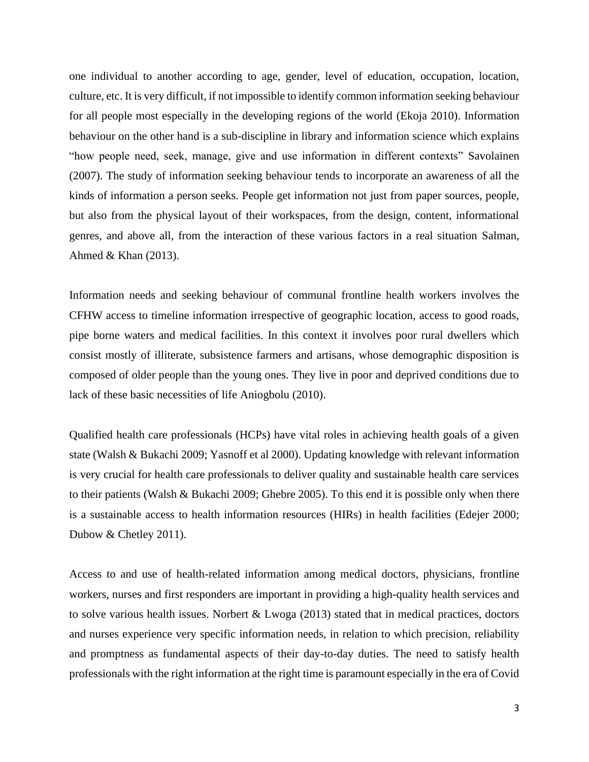one individual to another according to age, gender, level of education, occupation, location, culture, etc. It is very difficult, if not impossible to identify common information seeking behaviour for all people most especially in the developing regions of the world (Ekoja 2010). Information behaviour on the other hand is a sub-discipline in library and information science which explains "how people need, seek, manage, give and use information in different contexts" Savolainen (2007). The study of information seeking behaviour tends to incorporate an awareness of all the kinds of information a person seeks. People get information not just from paper sources, people, but also from the physical layout of their workspaces, from the design, content, informational genres, and above all, from the interaction of these various factors in a real situation Salman, Ahmed & Khan (2013).

Information needs and seeking behaviour of communal frontline health workers involves the CFHW access to timeline information irrespective of geographic location, access to good roads, pipe borne waters and medical facilities. In this context it involves poor rural dwellers which consist mostly of illiterate, subsistence farmers and artisans, whose demographic disposition is composed of older people than the young ones. They live in poor and deprived conditions due to lack of these basic necessities of life Aniogbolu (2010).

Qualified health care professionals (HCPs) have vital roles in achieving health goals of a given state (Walsh & Bukachi 2009; Yasnoff et al 2000). Updating knowledge with relevant information is very crucial for health care professionals to deliver quality and sustainable health care services to their patients (Walsh & Bukachi 2009; Ghebre 2005). To this end it is possible only when there is a sustainable access to health information resources (HIRs) in health facilities (Edejer 2000; Dubow & Chetley 2011).

Access to and use of health-related information among medical doctors, physicians, frontline workers, nurses and first responders are important in providing a high-quality health services and to solve various health issues. Norbert & Lwoga (2013) stated that in medical practices, doctors and nurses experience very specific information needs, in relation to which precision, reliability and promptness as fundamental aspects of their day-to-day duties. The need to satisfy health professionals with the right information at the right time is paramount especially in the era of Covid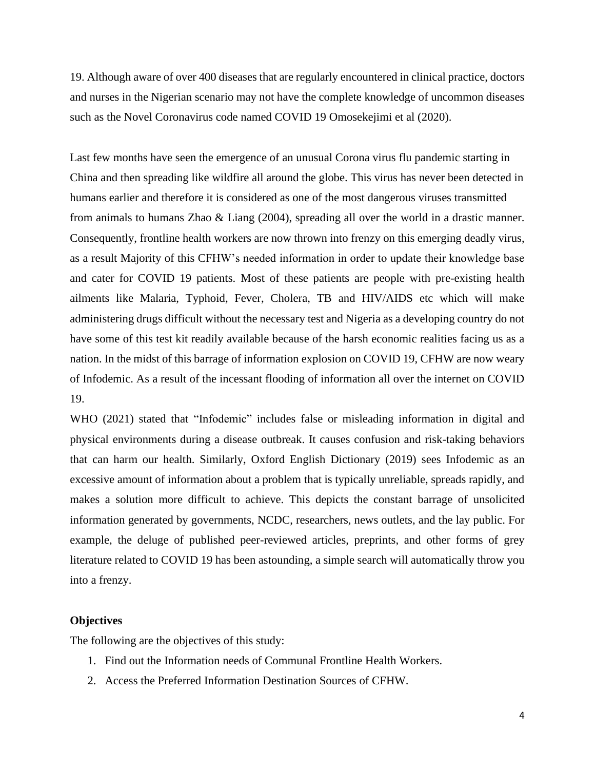19. Although aware of over 400 diseases that are regularly encountered in clinical practice, doctors and nurses in the Nigerian scenario may not have the complete knowledge of uncommon diseases such as the Novel Coronavirus code named COVID 19 Omosekejimi et al (2020).

Last few months have seen the emergence of an unusual Corona virus flu pandemic starting in China and then spreading like wildfire all around the globe. This virus has never been detected in humans earlier and therefore it is considered as one of the most dangerous viruses transmitted from animals to humans Zhao & Liang (2004), spreading all over the world in a drastic manner. Consequently, frontline health workers are now thrown into frenzy on this emerging deadly virus, as a result Majority of this CFHW's needed information in order to update their knowledge base and cater for COVID 19 patients. Most of these patients are people with pre-existing health ailments like Malaria, Typhoid, Fever, Cholera, TB and HIV/AIDS etc which will make administering drugs difficult without the necessary test and Nigeria as a developing country do not have some of this test kit readily available because of the harsh economic realities facing us as a nation. In the midst of this barrage of information explosion on COVID 19, CFHW are now weary of Infodemic. As a result of the incessant flooding of information all over the internet on COVID 19.

WHO (2021) stated that "Infodemic" includes false or misleading information in digital and physical environments during a disease outbreak. It causes confusion and risk-taking behaviors that can harm our health. Similarly, Oxford English Dictionary (2019) sees Infodemic as an excessive amount of information about a problem that is typically unreliable, spreads rapidly, and makes a solution more difficult to achieve. This depicts the constant barrage of unsolicited information generated by governments, NCDC, researchers, news outlets, and the lay public. For example, the deluge of published peer-reviewed articles, preprints, and other forms of grey literature related to COVID 19 has been astounding, a simple search will automatically throw you into a frenzy.

**Objectives**

The following are the objectives of this study:

1. Find out the Information needs of Communal Frontline Health Workers.
2. Access the Preferred Information Destination Sources of CFHW.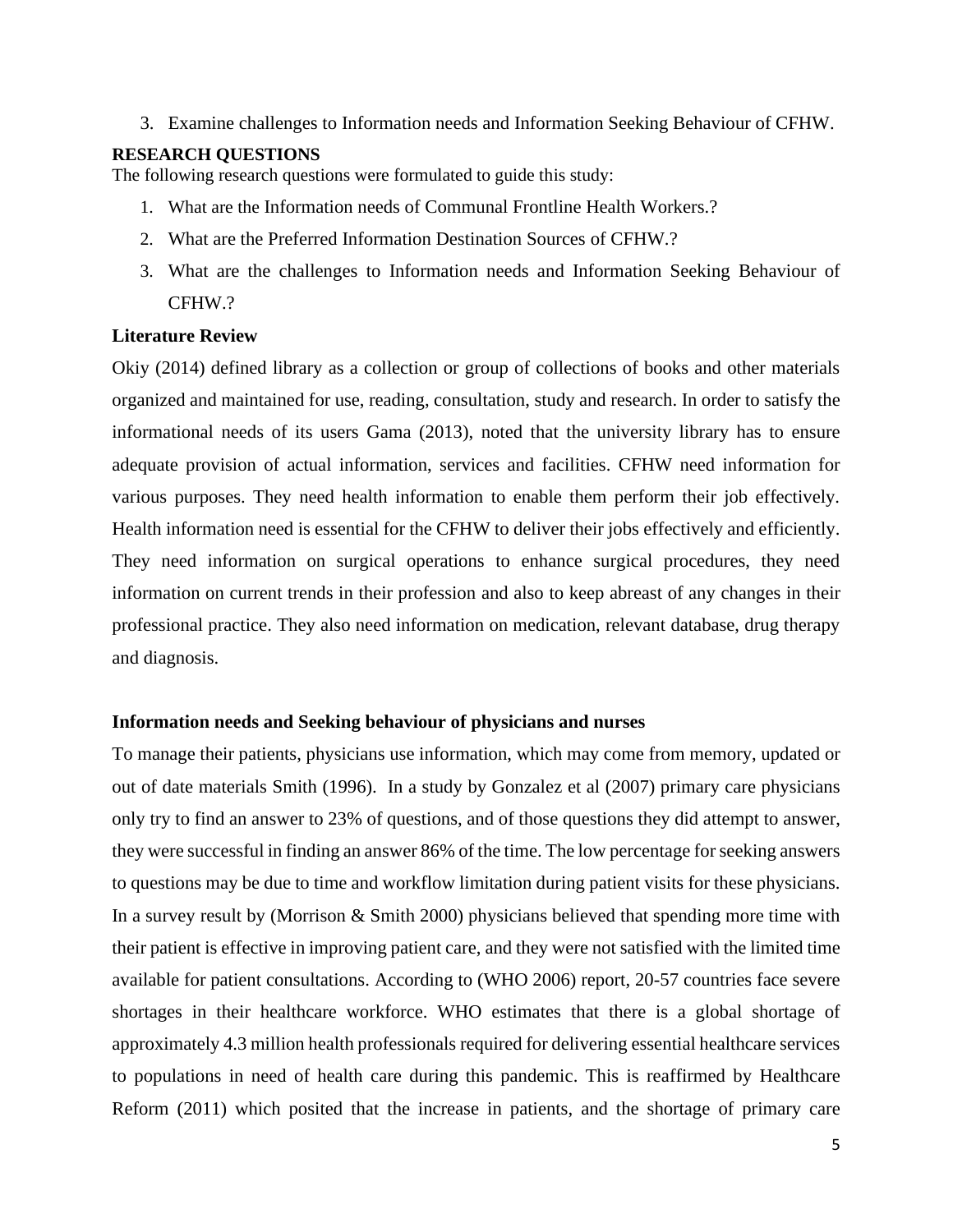3. Examine challenges to Information needs and Information Seeking Behaviour of CFHW.

**RESEARCH QUESTIONS**

The following research questions were formulated to guide this study:

1. What are the Information needs of Communal Frontline Health Workers.?
2. What are the Preferred Information Destination Sources of CFHW.?
3. What are the challenges to Information needs and Information Seeking Behaviour of CFHW.?

**Literature Review**

Okiy (2014) defined library as a collection or group of collections of books and other materials organized and maintained for use, reading, consultation, study and research. In order to satisfy the informational needs of its users Gama (2013), noted that the university library has to ensure adequate provision of actual information, services and facilities. CFHW need information for various purposes. They need health information to enable them perform their job effectively. Health information need is essential for the CFHW to deliver their jobs effectively and efficiently. They need information on surgical operations to enhance surgical procedures, they need information on current trends in their profession and also to keep abreast of any changes in their professional practice. They also need information on medication, relevant database, drug therapy and diagnosis.

**Information needs and Seeking behaviour of physicians and nurses**

To manage their patients, physicians use information, which may come from memory, updated or out of date materials Smith (1996). In a study by Gonzalez et al (2007) primary care physicians only try to find an answer to 23% of questions, and of those questions they did attempt to answer, they were successful in finding an answer 86% of the time. The low percentage for seeking answers to questions may be due to time and workflow limitation during patient visits for these physicians. In a survey result by (Morrison & Smith 2000) physicians believed that spending more time with their patient is effective in improving patient care, and they were not satisfied with the limited time available for patient consultations. According to (WHO 2006) report, 20-57 countries face severe shortages in their healthcare workforce. WHO estimates that there is a global shortage of approximately 4.3 million health professionals required for delivering essential healthcare services to populations in need of health care during this pandemic. This is reaffirmed by Healthcare Reform (2011) which posited that the increase in patients, and the shortage of primary care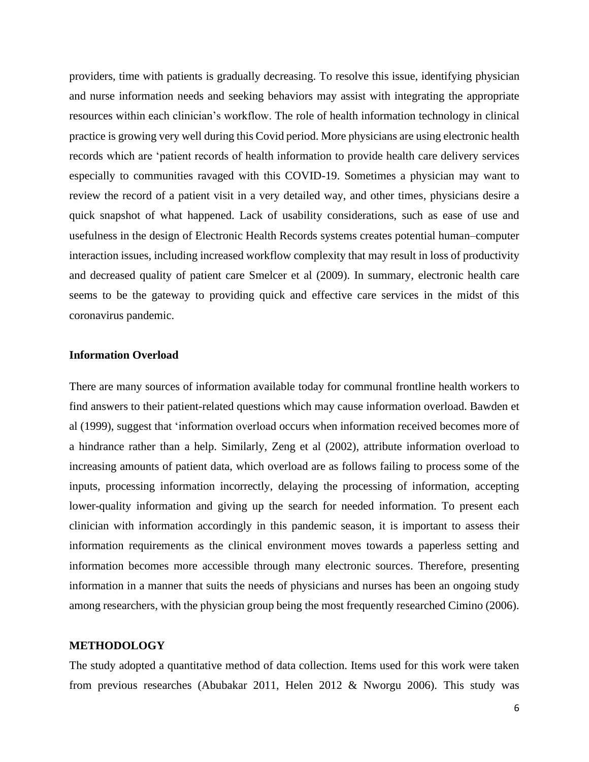providers, time with patients is gradually decreasing. To resolve this issue, identifying physician and nurse information needs and seeking behaviors may assist with integrating the appropriate resources within each clinician's workflow. The role of health information technology in clinical practice is growing very well during this Covid period. More physicians are using electronic health records which are 'patient records of health information to provide health care delivery services especially to communities ravaged with this COVID-19. Sometimes a physician may want to review the record of a patient visit in a very detailed way, and other times, physicians desire a quick snapshot of what happened. Lack of usability considerations, such as ease of use and usefulness in the design of Electronic Health Records systems creates potential human–computer interaction issues, including increased workflow complexity that may result in loss of productivity and decreased quality of patient care Smelcer et al (2009). In summary, electronic health care seems to be the gateway to providing quick and effective care services in the midst of this coronavirus pandemic.

**Information Overload**

There are many sources of information available today for communal frontline health workers to find answers to their patient-related questions which may cause information overload. Bawden et al (1999), suggest that 'information overload occurs when information received becomes more of a hindrance rather than a help. Similarly, Zeng et al (2002), attribute information overload to increasing amounts of patient data, which overload are as follows failing to process some of the inputs, processing information incorrectly, delaying the processing of information, accepting lower-quality information and giving up the search for needed information. To present each clinician with information accordingly in this pandemic season, it is important to assess their information requirements as the clinical environment moves towards a paperless setting and information becomes more accessible through many electronic sources. Therefore, presenting information in a manner that suits the needs of physicians and nurses has been an ongoing study among researchers, with the physician group being the most frequently researched Cimino (2006).

**METHODOLOGY**

The study adopted a quantitative method of data collection. Items used for this work were taken from previous researches (Abubakar 2011, Helen 2012 & Nworgu 2006). This study was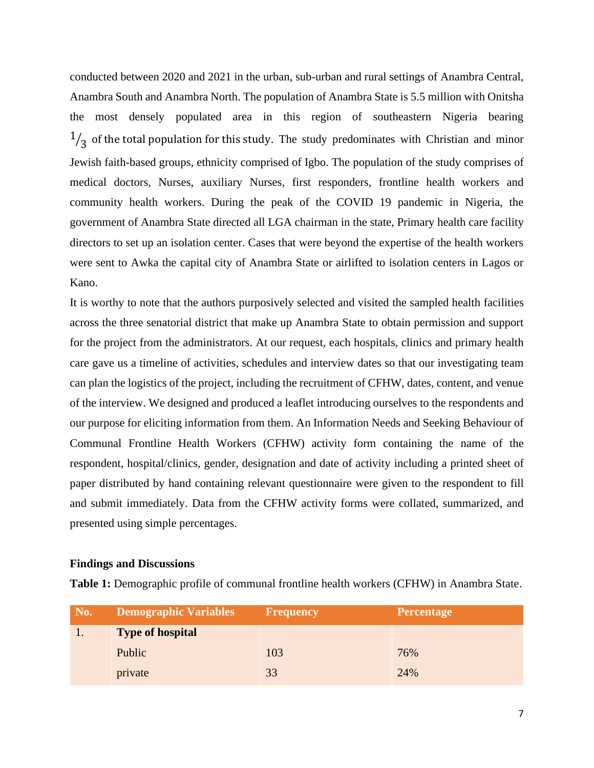conducted between 2020 and 2021 in the urban, sub-urban and rural settings of Anambra Central, Anambra South and Anambra North. The population of Anambra State is 5.5 million with Onitsha the most densely populated area in this region of southeastern Nigeria bearing $^{1}/_{3}$ of the total population for this study. The study predominates with Christian and minor Jewish faith-based groups, ethnicity comprised of Igbo. The population of the study comprises of medical doctors, Nurses, auxiliary Nurses, first responders, frontline health workers and community health workers. During the peak of the COVID 19 pandemic in Nigeria, the government of Anambra State directed all LGA chairman in the state, Primary health care facility directors to set up an isolation center. Cases that were beyond the expertise of the health workers were sent to Awka the capital city of Anambra State or airlifted to isolation centers in Lagos or Kano.

It is worthy to note that the authors purposively selected and visited the sampled health facilities across the three senatorial district that make up Anambra State to obtain permission and support for the project from the administrators. At our request, each hospitals, clinics and primary health care gave us a timeline of activities, schedules and interview dates so that our investigating team can plan the logistics of the project, including the recruitment of CFHW, dates, content, and venue of the interview. We designed and produced a leaflet introducing ourselves to the respondents and our purpose for eliciting information from them. An Information Needs and Seeking Behaviour of Communal Frontline Health Workers (CFHW) activity form containing the name of the respondent, hospital/clinics, gender, designation and date of activity including a printed sheet of paper distributed by hand containing relevant questionnaire were given to the respondent to fill and submit immediately. Data from the CFHW activity forms were collated, summarized, and presented using simple percentages.

**Findings and Discussions**

**Table 1:** Demographic profile of communal frontline health workers (CFHW) in Anambra State.

| No. | Demographic Variables | Frequency | Percentage |
|---|---|---|---|
| 1. | **Type of hospital** | | |
| | Public | 103 | 76% |
| | private | 33 | 24% |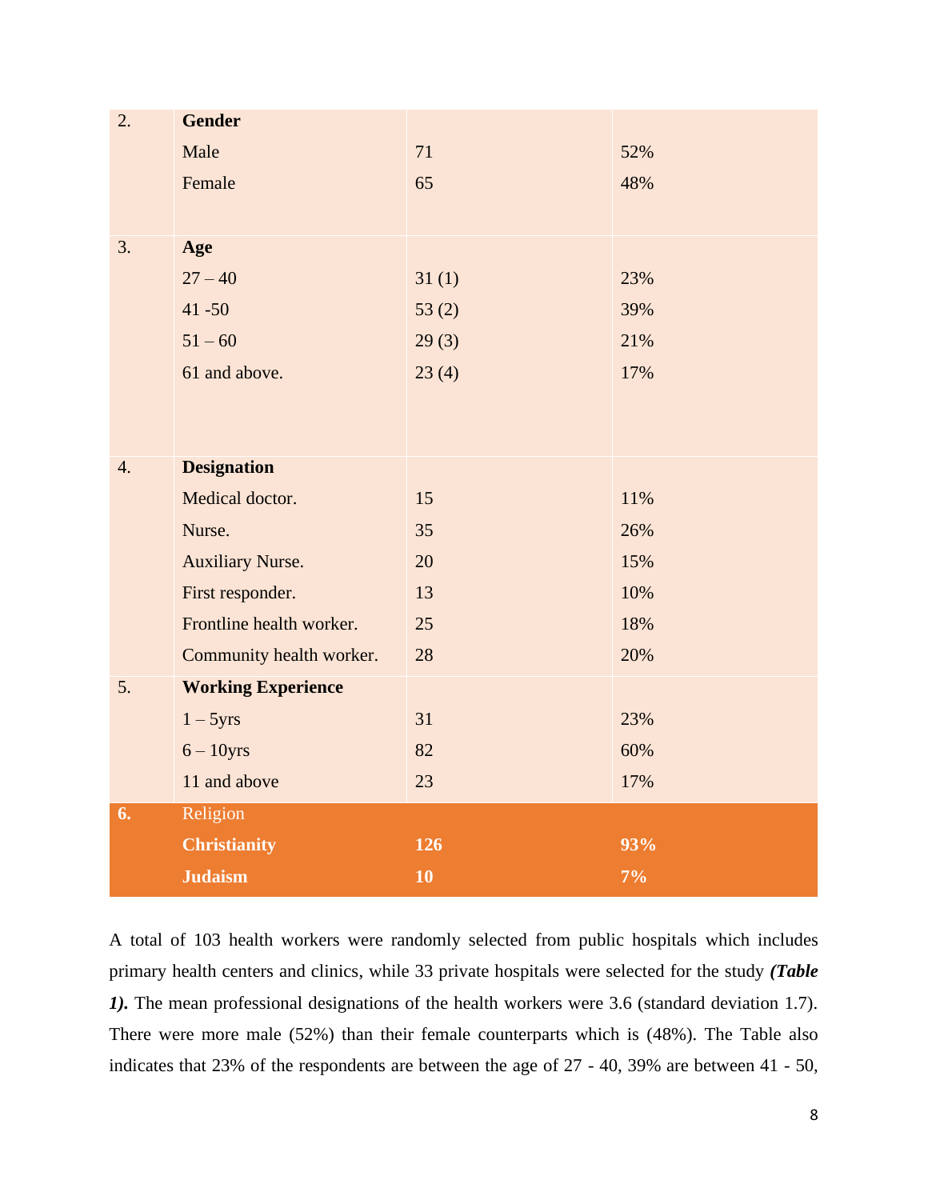| | | | |
|---|---|---|---|
| 2. | **Gender** | | |
| | Male | 71 | 52% |
| | Female | 65 | 48% |
| 3. | **Age** | | |
| | 27 – 40 | 31 (1) | 23% |
| | 41 -50 | 53 (2) | 39% |
| | 51 – 60 | 29 (3) | 21% |
| | 61 and above. | 23 (4) | 17% |
| 4. | **Designation** | | |
| | Medical doctor. | 15 | 11% |
| | Nurse. | 35 | 26% |
| | Auxiliary Nurse. | 20 | 15% |
| | First responder. | 13 | 10% |
| | Frontline health worker. | 25 | 18% |
| | Community health worker. | 28 | 20% |
| 5. | **Working Experience** | | |
| | 1 – 5yrs | 31 | 23% |
| | 6 – 10yrs | 82 | 60% |
| | 11 and above | 23 | 17% |
| **6.** | Religion | | |
| | **Christianity** | **126** | **93%** |
| | **Judaism** | **10** | **7%** |

A total of 103 health workers were randomly selected from public hospitals which includes primary health centers and clinics, while 33 private hospitals were selected for the study ***(Table 1).*** The mean professional designations of the health workers were 3.6 (standard deviation 1.7). There were more male (52%) than their female counterparts which is (48%). The Table also indicates that 23% of the respondents are between the age of 27 - 40, 39% are between 41 - 50,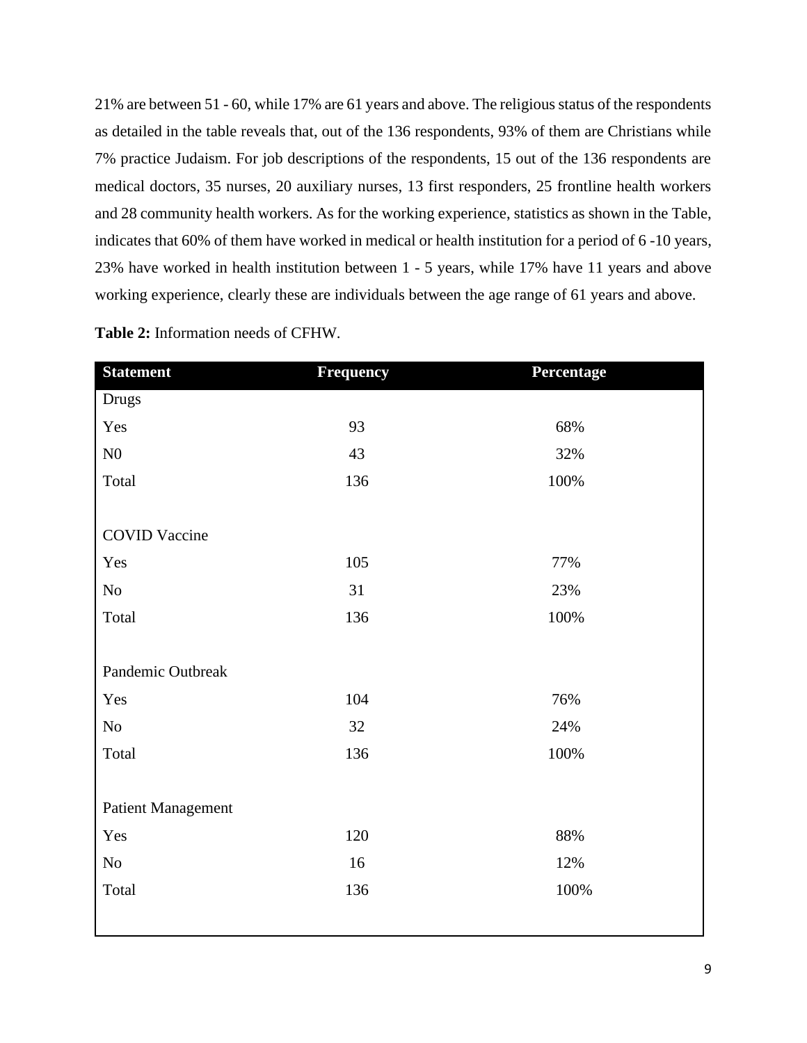21% are between 51 - 60, while 17% are 61 years and above. The religious status of the respondents as detailed in the table reveals that, out of the 136 respondents, 93% of them are Christians while 7% practice Judaism. For job descriptions of the respondents, 15 out of the 136 respondents are medical doctors, 35 nurses, 20 auxiliary nurses, 13 first responders, 25 frontline health workers and 28 community health workers. As for the working experience, statistics as shown in the Table, indicates that 60% of them have worked in medical or health institution for a period of 6 -10 years, 23% have worked in health institution between 1 - 5 years, while 17% have 11 years and above working experience, clearly these are individuals between the age range of 61 years and above.

**Table 2:** Information needs of CFHW.

| Statement | Frequency | Percentage |
|---|---|---|
| Drugs | | |
| Yes | 93 | 68% |
| N0 | 43 | 32% |
| Total | 136 | 100% |
| | | |
| COVID Vaccine | | |
| Yes | 105 | 77% |
| No | 31 | 23% |
| Total | 136 | 100% |
| | | |
| Pandemic Outbreak | | |
| Yes | 104 | 76% |
| No | 32 | 24% |
| Total | 136 | 100% |
| | | |
| Patient Management | | |
| Yes | 120 | 88% |
| No | 16 | 12% |
| Total | 136 | 100% |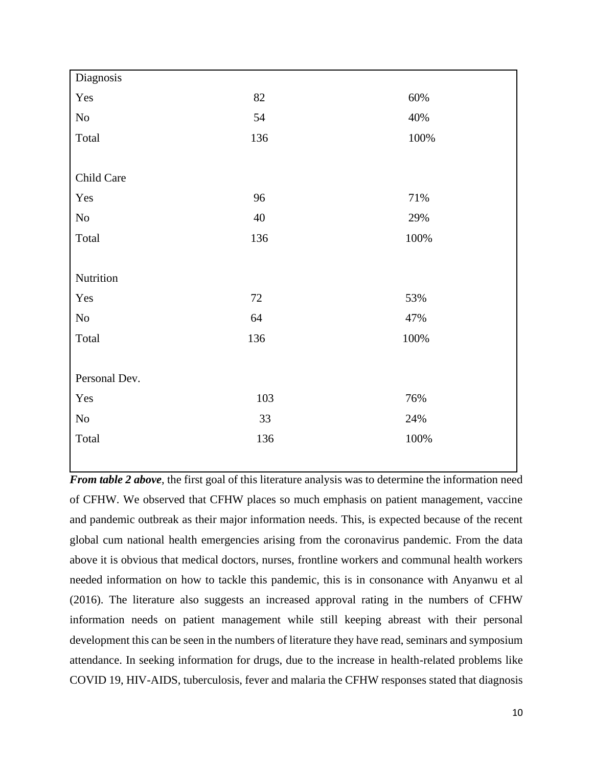| Diagnosis | | |
|---|---|---|
| Yes | 82 | 60% |
| No | 54 | 40% |
| Total | 136 | 100% |
| | | |
| Child Care | | |
| Yes | 96 | 71% |
| No | 40 | 29% |
| Total | 136 | 100% |
| | | |
| Nutrition | | |
| Yes | 72 | 53% |
| No | 64 | 47% |
| Total | 136 | 100% |
| | | |
| Personal Dev. | | |
| Yes | 103 | 76% |
| No | 33 | 24% |
| Total | 136 | 100% |

***From table 2 above***, the first goal of this literature analysis was to determine the information need of CFHW. We observed that CFHW places so much emphasis on patient management, vaccine and pandemic outbreak as their major information needs. This, is expected because of the recent global cum national health emergencies arising from the coronavirus pandemic. From the data above it is obvious that medical doctors, nurses, frontline workers and communal health workers needed information on how to tackle this pandemic, this is in consonance with Anyanwu et al (2016). The literature also suggests an increased approval rating in the numbers of CFHW information needs on patient management while still keeping abreast with their personal development this can be seen in the numbers of literature they have read, seminars and symposium attendance. In seeking information for drugs, due to the increase in health-related problems like COVID 19, HIV-AIDS, tuberculosis, fever and malaria the CFHW responses stated that diagnosis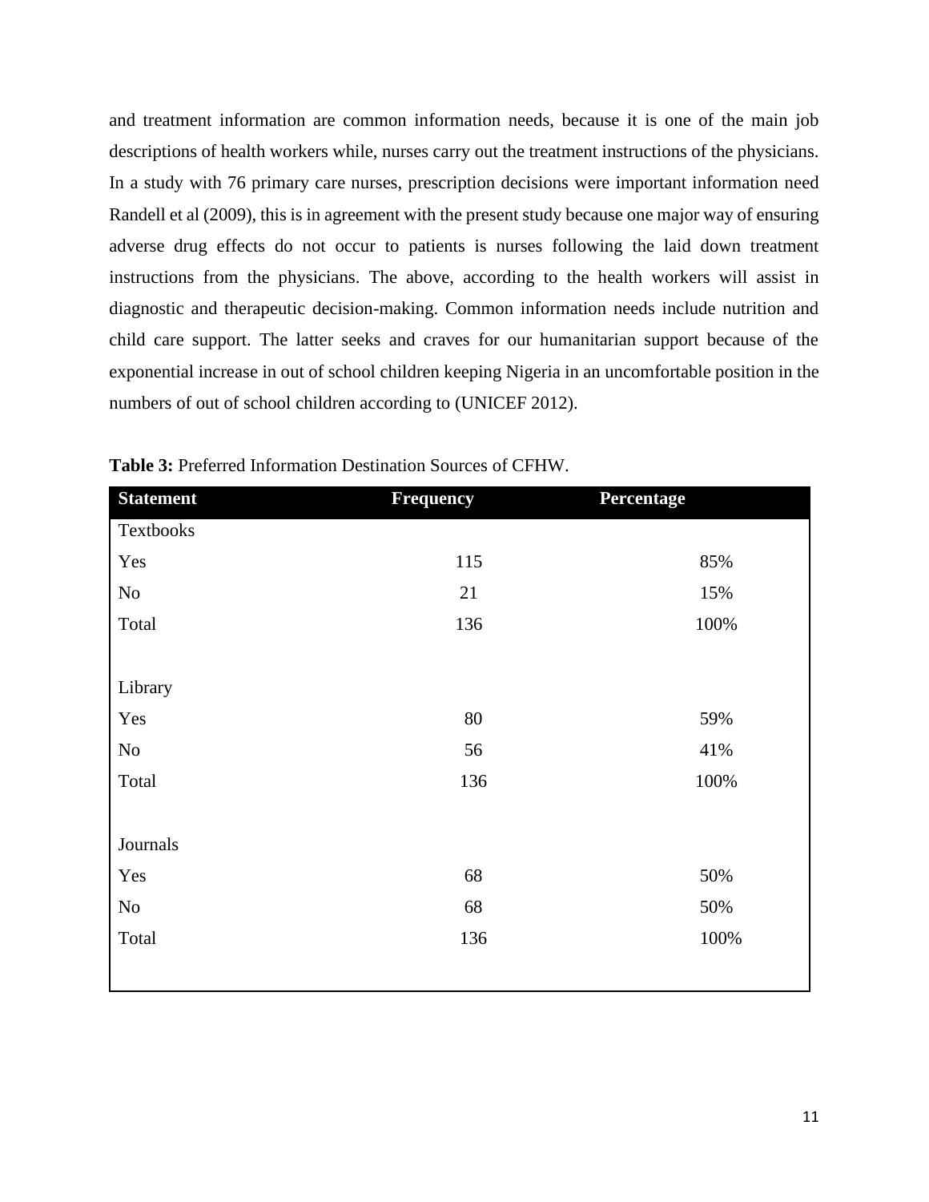and treatment information are common information needs, because it is one of the main job descriptions of health workers while, nurses carry out the treatment instructions of the physicians. In a study with 76 primary care nurses, prescription decisions were important information need Randell et al (2009), this is in agreement with the present study because one major way of ensuring adverse drug effects do not occur to patients is nurses following the laid down treatment instructions from the physicians. The above, according to the health workers will assist in diagnostic and therapeutic decision-making. Common information needs include nutrition and child care support. The latter seeks and craves for our humanitarian support because of the exponential increase in out of school children keeping Nigeria in an uncomfortable position in the numbers of out of school children according to (UNICEF 2012).

**Table 3:** Preferred Information Destination Sources of CFHW.

| Statement | Frequency | Percentage |
|---|---|---|
| Textbooks | | |
| Yes | 115 | 85% |
| No | 21 | 15% |
| Total | 136 | 100% |
| | | |
| Library | | |
| Yes | 80 | 59% |
| No | 56 | 41% |
| Total | 136 | 100% |
| | | |
| Journals | | |
| Yes | 68 | 50% |
| No | 68 | 50% |
| Total | 136 | 100% |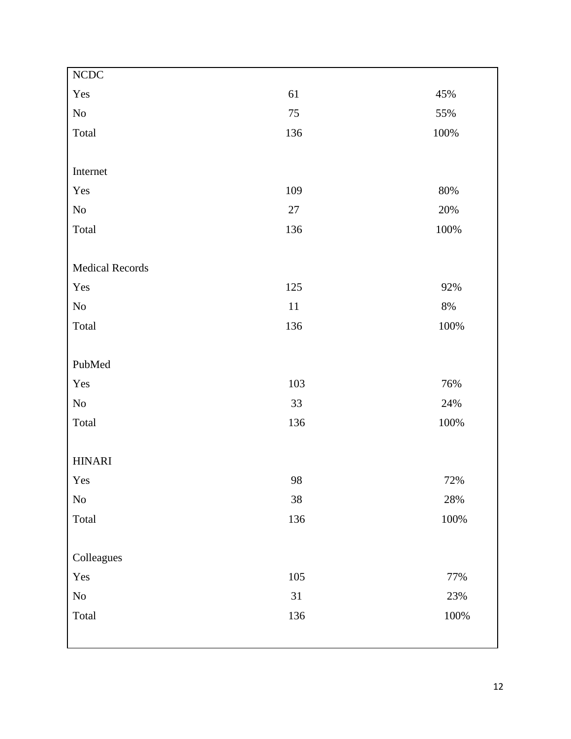| | | |
|---|---|---|
| NCDC | | |
| Yes | 61 | 45% |
| No | 75 | 55% |
| Total | 136 | 100% |
| | | |
| Internet | | |
| Yes | 109 | 80% |
| No | 27 | 20% |
| Total | 136 | 100% |
| | | |
| Medical Records | | |
| Yes | 125 | 92% |
| No | 11 | 8% |
| Total | 136 | 100% |
| | | |
| PubMed | | |
| Yes | 103 | 76% |
| No | 33 | 24% |
| Total | 136 | 100% |
| | | |
| HINARI | | |
| Yes | 98 | 72% |
| No | 38 | 28% |
| Total | 136 | 100% |
| | | |
| Colleagues | | |
| Yes | 105 | 77% |
| No | 31 | 23% |
| Total | 136 | 100% |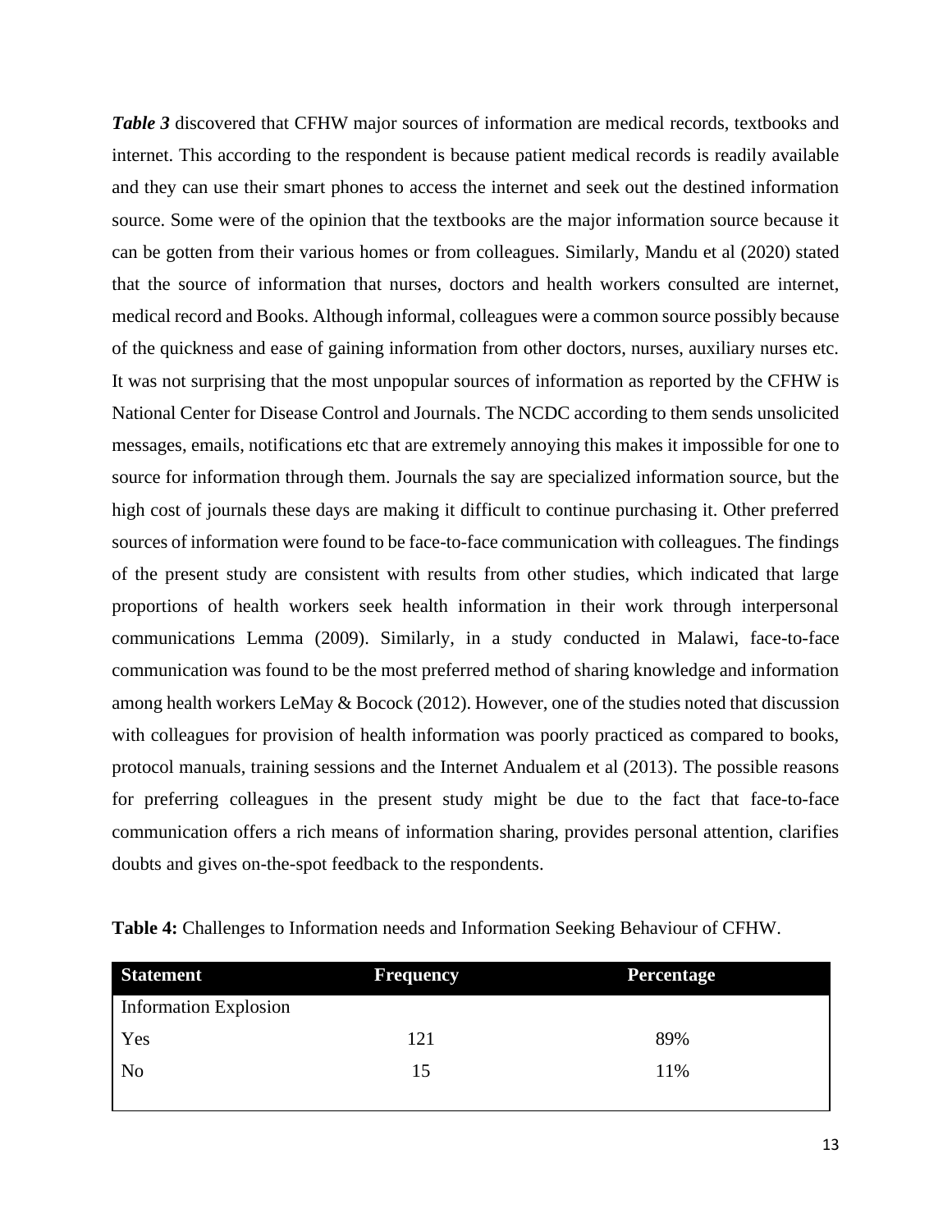***Table 3*** discovered that CFHW major sources of information are medical records, textbooks and internet. This according to the respondent is because patient medical records is readily available and they can use their smart phones to access the internet and seek out the destined information source. Some were of the opinion that the textbooks are the major information source because it can be gotten from their various homes or from colleagues. Similarly, Mandu et al (2020) stated that the source of information that nurses, doctors and health workers consulted are internet, medical record and Books. Although informal, colleagues were a common source possibly because of the quickness and ease of gaining information from other doctors, nurses, auxiliary nurses etc. It was not surprising that the most unpopular sources of information as reported by the CFHW is National Center for Disease Control and Journals. The NCDC according to them sends unsolicited messages, emails, notifications etc that are extremely annoying this makes it impossible for one to source for information through them. Journals the say are specialized information source, but the high cost of journals these days are making it difficult to continue purchasing it. Other preferred sources of information were found to be face-to-face communication with colleagues. The findings of the present study are consistent with results from other studies, which indicated that large proportions of health workers seek health information in their work through interpersonal communications Lemma (2009). Similarly, in a study conducted in Malawi, face-to-face communication was found to be the most preferred method of sharing knowledge and information among health workers LeMay & Bocock (2012). However, one of the studies noted that discussion with colleagues for provision of health information was poorly practiced as compared to books, protocol manuals, training sessions and the Internet Andualem et al (2013). The possible reasons for preferring colleagues in the present study might be due to the fact that face-to-face communication offers a rich means of information sharing, provides personal attention, clarifies doubts and gives on-the-spot feedback to the respondents.

**Table 4:** Challenges to Information needs and Information Seeking Behaviour of CFHW.

| Statement | Frequency | Percentage |
|---|---|---|
| Information Explosion | | |
| Yes | 121 | 89% |
| No | 15 | 11% |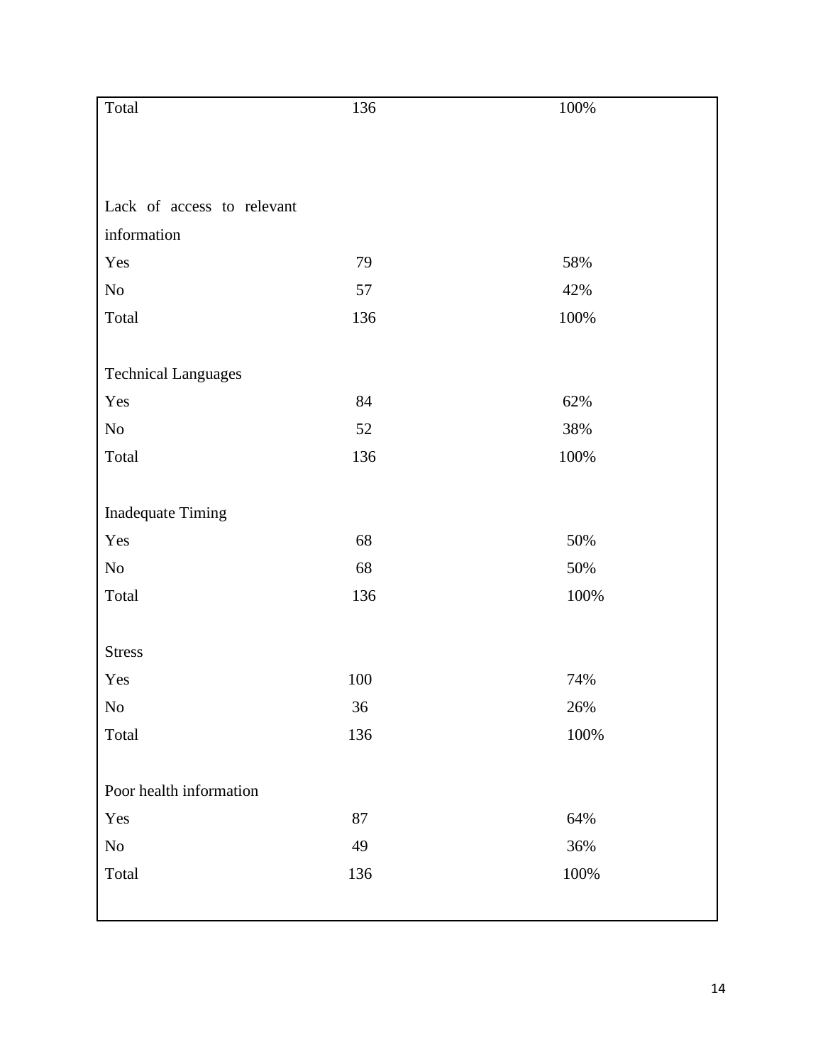| | | |
|---|---|---|
| Total | 136 | 100% |
| | | |
| Lack of access to relevant information | | |
| Yes | 79 | 58% |
| No | 57 | 42% |
| Total | 136 | 100% |
| | | |
| Technical Languages | | |
| Yes | 84 | 62% |
| No | 52 | 38% |
| Total | 136 | 100% |
| | | |
| Inadequate Timing | | |
| Yes | 68 | 50% |
| No | 68 | 50% |
| Total | 136 | 100% |
| | | |
| Stress | | |
| Yes | 100 | 74% |
| No | 36 | 26% |
| Total | 136 | 100% |
| | | |
| Poor health information | | |
| Yes | 87 | 64% |
| No | 49 | 36% |
| Total | 136 | 100% |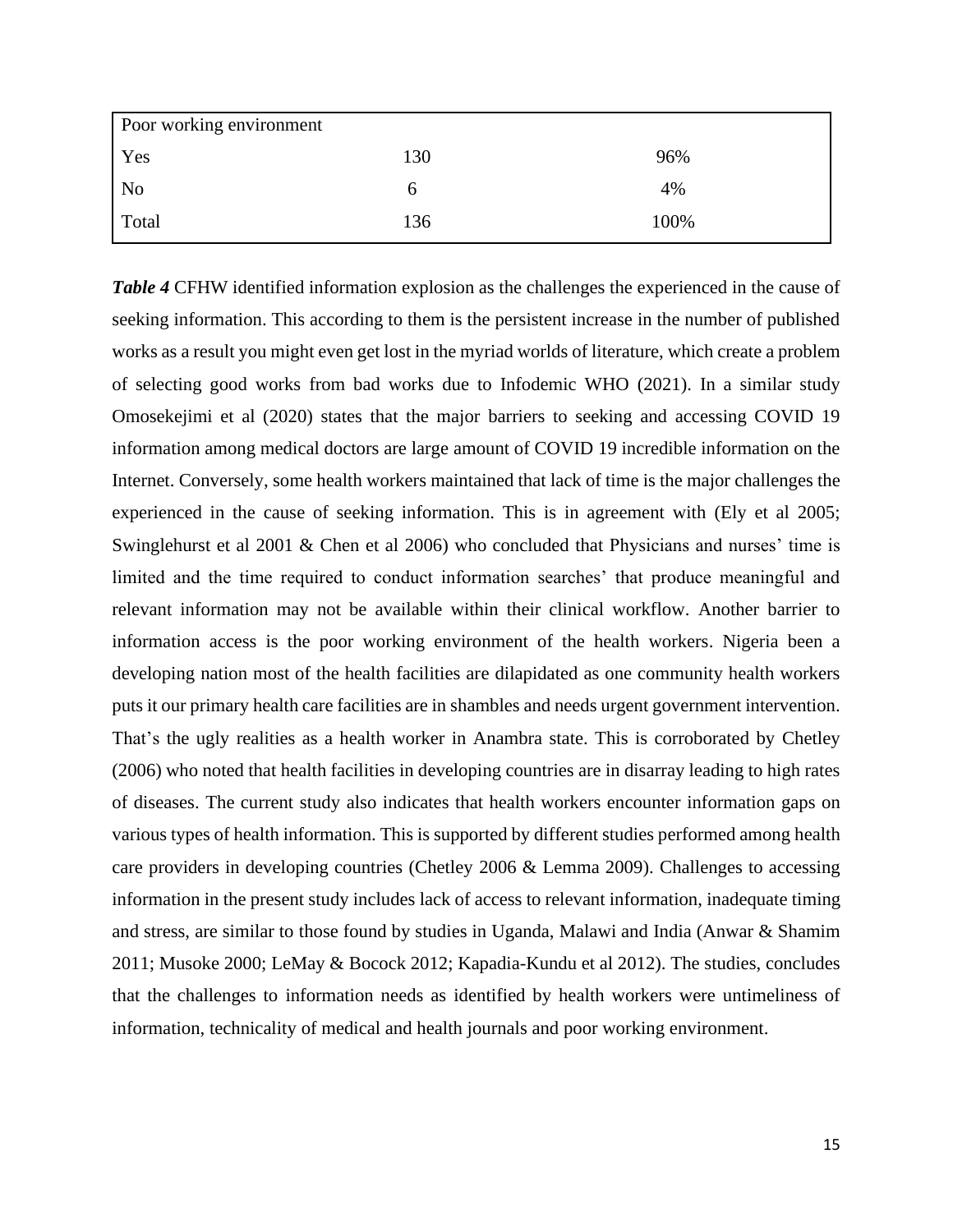| Poor working environment | | |
|---|---|---|
| Yes | 130 | 96% |
| No | 6 | 4% |
| Total | 136 | 100% |

***Table 4*** CFHW identified information explosion as the challenges the experienced in the cause of seeking information. This according to them is the persistent increase in the number of published works as a result you might even get lost in the myriad worlds of literature, which create a problem of selecting good works from bad works due to Infodemic WHO (2021). In a similar study Omosekejimi et al (2020) states that the major barriers to seeking and accessing COVID 19 information among medical doctors are large amount of COVID 19 incredible information on the Internet. Conversely, some health workers maintained that lack of time is the major challenges the experienced in the cause of seeking information. This is in agreement with (Ely et al 2005; Swinglehurst et al 2001 & Chen et al 2006) who concluded that Physicians and nurses' time is limited and the time required to conduct information searches' that produce meaningful and relevant information may not be available within their clinical workflow. Another barrier to information access is the poor working environment of the health workers. Nigeria been a developing nation most of the health facilities are dilapidated as one community health workers puts it our primary health care facilities are in shambles and needs urgent government intervention. That's the ugly realities as a health worker in Anambra state. This is corroborated by Chetley (2006) who noted that health facilities in developing countries are in disarray leading to high rates of diseases. The current study also indicates that health workers encounter information gaps on various types of health information. This is supported by different studies performed among health care providers in developing countries (Chetley 2006 & Lemma 2009). Challenges to accessing information in the present study includes lack of access to relevant information, inadequate timing and stress, are similar to those found by studies in Uganda, Malawi and India (Anwar & Shamim 2011; Musoke 2000; LeMay & Bocock 2012; Kapadia-Kundu et al 2012). The studies, concludes that the challenges to information needs as identified by health workers were untimeliness of information, technicality of medical and health journals and poor working environment.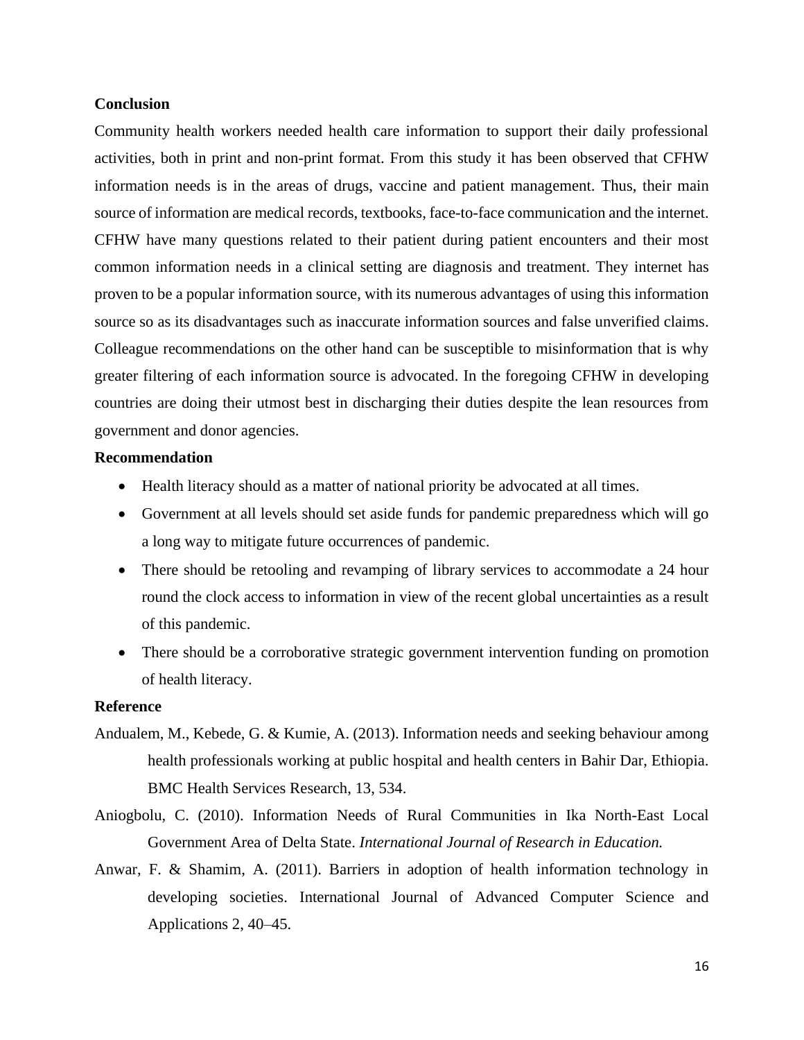**Conclusion**

Community health workers needed health care information to support their daily professional activities, both in print and non-print format. From this study it has been observed that CFHW information needs is in the areas of drugs, vaccine and patient management. Thus, their main source of information are medical records, textbooks, face-to-face communication and the internet. CFHW have many questions related to their patient during patient encounters and their most common information needs in a clinical setting are diagnosis and treatment. They internet has proven to be a popular information source, with its numerous advantages of using this information source so as its disadvantages such as inaccurate information sources and false unverified claims. Colleague recommendations on the other hand can be susceptible to misinformation that is why greater filtering of each information source is advocated. In the foregoing CFHW in developing countries are doing their utmost best in discharging their duties despite the lean resources from government and donor agencies.

**Recommendation**

- Health literacy should as a matter of national priority be advocated at all times.
- Government at all levels should set aside funds for pandemic preparedness which will go a long way to mitigate future occurrences of pandemic.
- There should be retooling and revamping of library services to accommodate a 24 hour round the clock access to information in view of the recent global uncertainties as a result of this pandemic.
- There should be a corroborative strategic government intervention funding on promotion of health literacy.

**Reference**

Andualem, M., Kebede, G. & Kumie, A. (2013). Information needs and seeking behaviour among health professionals working at public hospital and health centers in Bahir Dar, Ethiopia. BMC Health Services Research, 13, 534.

Aniogbolu, C. (2010). Information Needs of Rural Communities in Ika North-East Local Government Area of Delta State. *International Journal of Research in Education.*

Anwar, F. & Shamim, A. (2011). Barriers in adoption of health information technology in developing societies. International Journal of Advanced Computer Science and Applications 2, 40–45.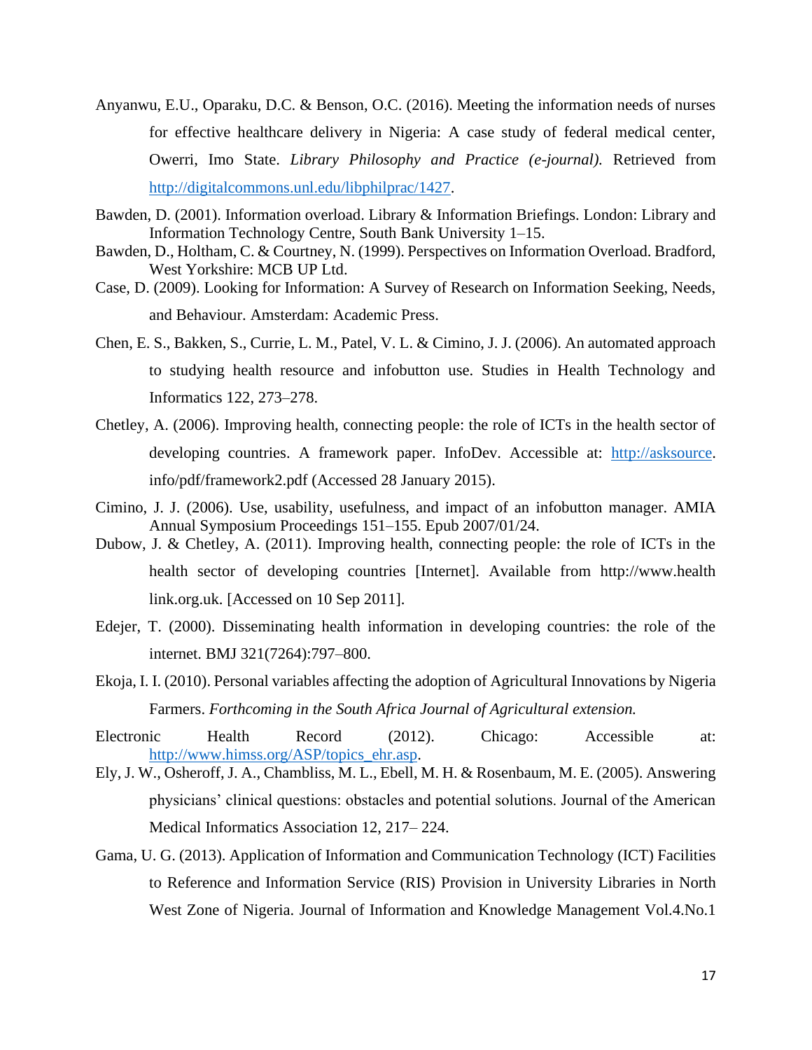Anyanwu, E.U., Oparaku, D.C. & Benson, O.C. (2016). Meeting the information needs of nurses for effective healthcare delivery in Nigeria: A case study of federal medical center, Owerri, Imo State. *Library Philosophy and Practice (e-journal).* Retrieved from http://digitalcommons.unl.edu/libphilprac/1427.

Bawden, D. (2001). Information overload. Library & Information Briefings. London: Library and Information Technology Centre, South Bank University 1–15.

Bawden, D., Holtham, C. & Courtney, N. (1999). Perspectives on Information Overload. Bradford, West Yorkshire: MCB UP Ltd.

Case, D. (2009). Looking for Information: A Survey of Research on Information Seeking, Needs, and Behaviour. Amsterdam: Academic Press.

Chen, E. S., Bakken, S., Currie, L. M., Patel, V. L. & Cimino, J. J. (2006). An automated approach to studying health resource and infobutton use. Studies in Health Technology and Informatics 122, 273–278.

Chetley, A. (2006). Improving health, connecting people: the role of ICTs in the health sector of developing countries. A framework paper. InfoDev. Accessible at: http://asksource. info/pdf/framework2.pdf (Accessed 28 January 2015).

Cimino, J. J. (2006). Use, usability, usefulness, and impact of an infobutton manager. AMIA Annual Symposium Proceedings 151–155. Epub 2007/01/24.

Dubow, J. & Chetley, A. (2011). Improving health, connecting people: the role of ICTs in the health sector of developing countries [Internet]. Available from http://www.health link.org.uk. [Accessed on 10 Sep 2011].

Edejer, T. (2000). Disseminating health information in developing countries: the role of the internet. BMJ 321(7264):797–800.

Ekoja, I. I. (2010). Personal variables affecting the adoption of Agricultural Innovations by Nigeria Farmers. *Forthcoming in the South Africa Journal of Agricultural extension.*

Electronic Health Record (2012). Chicago: Accessible at: http://www.himss.org/ASP/topics_ehr.asp.

Ely, J. W., Osheroff, J. A., Chambliss, M. L., Ebell, M. H. & Rosenbaum, M. E. (2005). Answering physicians' clinical questions: obstacles and potential solutions. Journal of the American Medical Informatics Association 12, 217– 224.

Gama, U. G. (2013). Application of Information and Communication Technology (ICT) Facilities to Reference and Information Service (RIS) Provision in University Libraries in North West Zone of Nigeria. Journal of Information and Knowledge Management Vol.4.No.1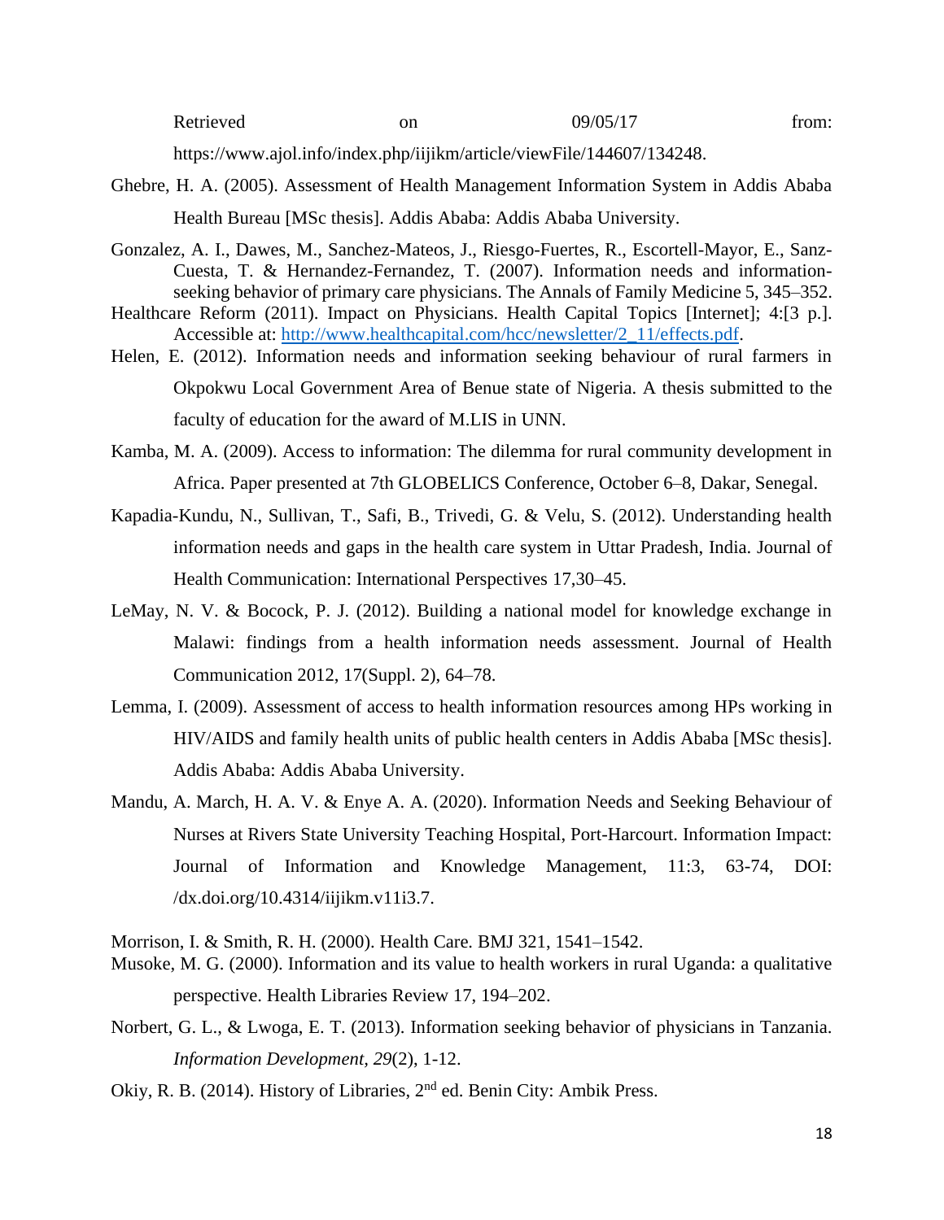Retrieved on 09/05/17 from: https://www.ajol.info/index.php/iijikm/article/viewFile/144607/134248.

Ghebre, H. A. (2005). Assessment of Health Management Information System in Addis Ababa Health Bureau [MSc thesis]. Addis Ababa: Addis Ababa University.

Gonzalez, A. I., Dawes, M., Sanchez-Mateos, J., Riesgo-Fuertes, R., Escortell-Mayor, E., Sanz-Cuesta, T. & Hernandez-Fernandez, T. (2007). Information needs and information-seeking behavior of primary care physicians. The Annals of Family Medicine 5, 345–352.

Healthcare Reform (2011). Impact on Physicians. Health Capital Topics [Internet]; 4:[3 p.]. Accessible at: [http://www.healthcapital.com/hcc/newsletter/2_11/effects.pdf](http://www.healthcapital.com/hcc/newsletter/2_11/effects.pdf).

Helen, E. (2012). Information needs and information seeking behaviour of rural farmers in Okpokwu Local Government Area of Benue state of Nigeria. A thesis submitted to the faculty of education for the award of M.LIS in UNN.

Kamba, M. A. (2009). Access to information: The dilemma for rural community development in Africa. Paper presented at 7th GLOBELICS Conference, October 6–8, Dakar, Senegal.

Kapadia-Kundu, N., Sullivan, T., Safi, B., Trivedi, G. & Velu, S. (2012). Understanding health information needs and gaps in the health care system in Uttar Pradesh, India. Journal of Health Communication: International Perspectives 17,30–45.

LeMay, N. V. & Bocock, P. J. (2012). Building a national model for knowledge exchange in Malawi: findings from a health information needs assessment. Journal of Health Communication 2012, 17(Suppl. 2), 64–78.

Lemma, I. (2009). Assessment of access to health information resources among HPs working in HIV/AIDS and family health units of public health centers in Addis Ababa [MSc thesis]. Addis Ababa: Addis Ababa University.

Mandu, A. March, H. A. V. & Enye A. A. (2020). Information Needs and Seeking Behaviour of Nurses at Rivers State University Teaching Hospital, Port-Harcourt. Information Impact: Journal of Information and Knowledge Management, 11:3, 63-74, DOI: /dx.doi.org/10.4314/iijikm.v11i3.7.

Morrison, I. & Smith, R. H. (2000). Health Care. BMJ 321, 1541–1542.

Musoke, M. G. (2000). Information and its value to health workers in rural Uganda: a qualitative perspective. Health Libraries Review 17, 194–202.

Norbert, G. L., & Lwoga, E. T. (2013). Information seeking behavior of physicians in Tanzania. *Information Development, 29*(2), 1-12.

Okiy, R. B. (2014). History of Libraries, 2nd ed. Benin City: Ambik Press.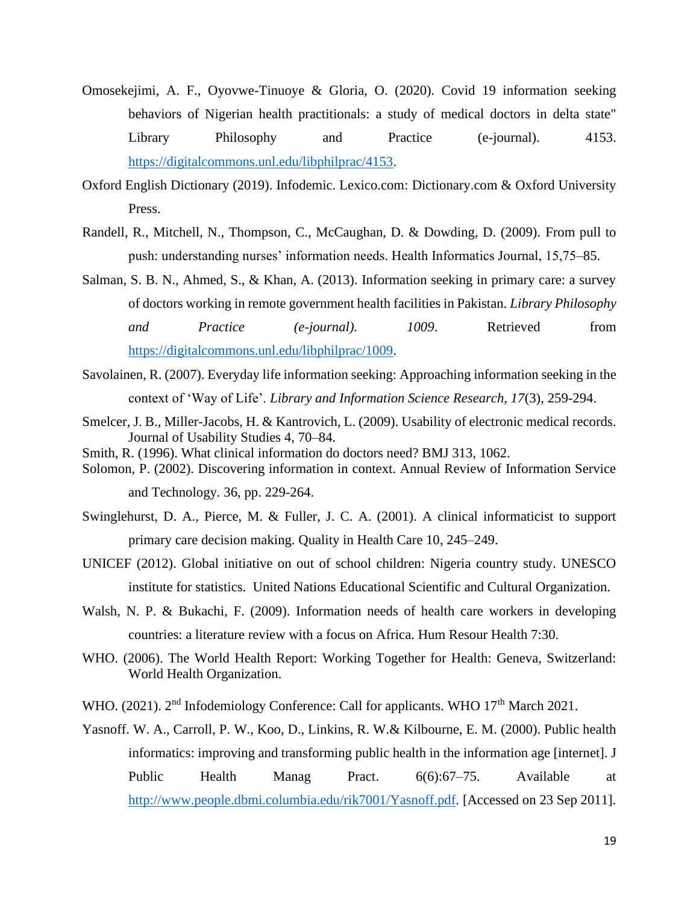Omosekejimi, A. F., Oyovwe-Tinuoye & Gloria, O. (2020). Covid 19 information seeking behaviors of Nigerian health practitionals: a study of medical doctors in delta state" Library Philosophy and Practice (e-journal). 4153. https://digitalcommons.unl.edu/libphilprac/4153.

Oxford English Dictionary (2019). Infodemic. Lexico.com: Dictionary.com & Oxford University Press.

Randell, R., Mitchell, N., Thompson, C., McCaughan, D. & Dowding, D. (2009). From pull to push: understanding nurses' information needs. Health Informatics Journal, 15,75–85.

Salman, S. B. N., Ahmed, S., & Khan, A. (2013). Information seeking in primary care: a survey of doctors working in remote government health facilities in Pakistan. *Library Philosophy and Practice (e-journal). 1009*. Retrieved from https://digitalcommons.unl.edu/libphilprac/1009.

Savolainen, R. (2007). Everyday life information seeking: Approaching information seeking in the context of 'Way of Life'. *Library and Information Science Research*, *17*(3), 259-294.

Smelcer, J. B., Miller-Jacobs, H. & Kantrovich, L. (2009). Usability of electronic medical records. Journal of Usability Studies 4, 70–84.

Smith, R. (1996). What clinical information do doctors need? BMJ 313, 1062.

Solomon, P. (2002). Discovering information in context. Annual Review of Information Service and Technology. 36, pp. 229-264.

Swinglehurst, D. A., Pierce, M. & Fuller, J. C. A. (2001). A clinical informaticist to support primary care decision making. Quality in Health Care 10, 245–249.

UNICEF (2012). Global initiative on out of school children: Nigeria country study. UNESCO institute for statistics. United Nations Educational Scientific and Cultural Organization.

Walsh, N. P. & Bukachi, F. (2009). Information needs of health care workers in developing countries: a literature review with a focus on Africa. Hum Resour Health 7:30.

WHO. (2006). The World Health Report: Working Together for Health: Geneva, Switzerland: World Health Organization.

WHO. (2021). 2nd Infodemiology Conference: Call for applicants. WHO 17th March 2021.

Yasnoff. W. A., Carroll, P. W., Koo, D., Linkins, R. W.& Kilbourne, E. M. (2000). Public health informatics: improving and transforming public health in the information age [internet]. J Public Health Manag Pract. 6(6):67–75. Available at http://www.people.dbmi.columbia.edu/rik7001/Yasnoff.pdf. [Accessed on 23 Sep 2011].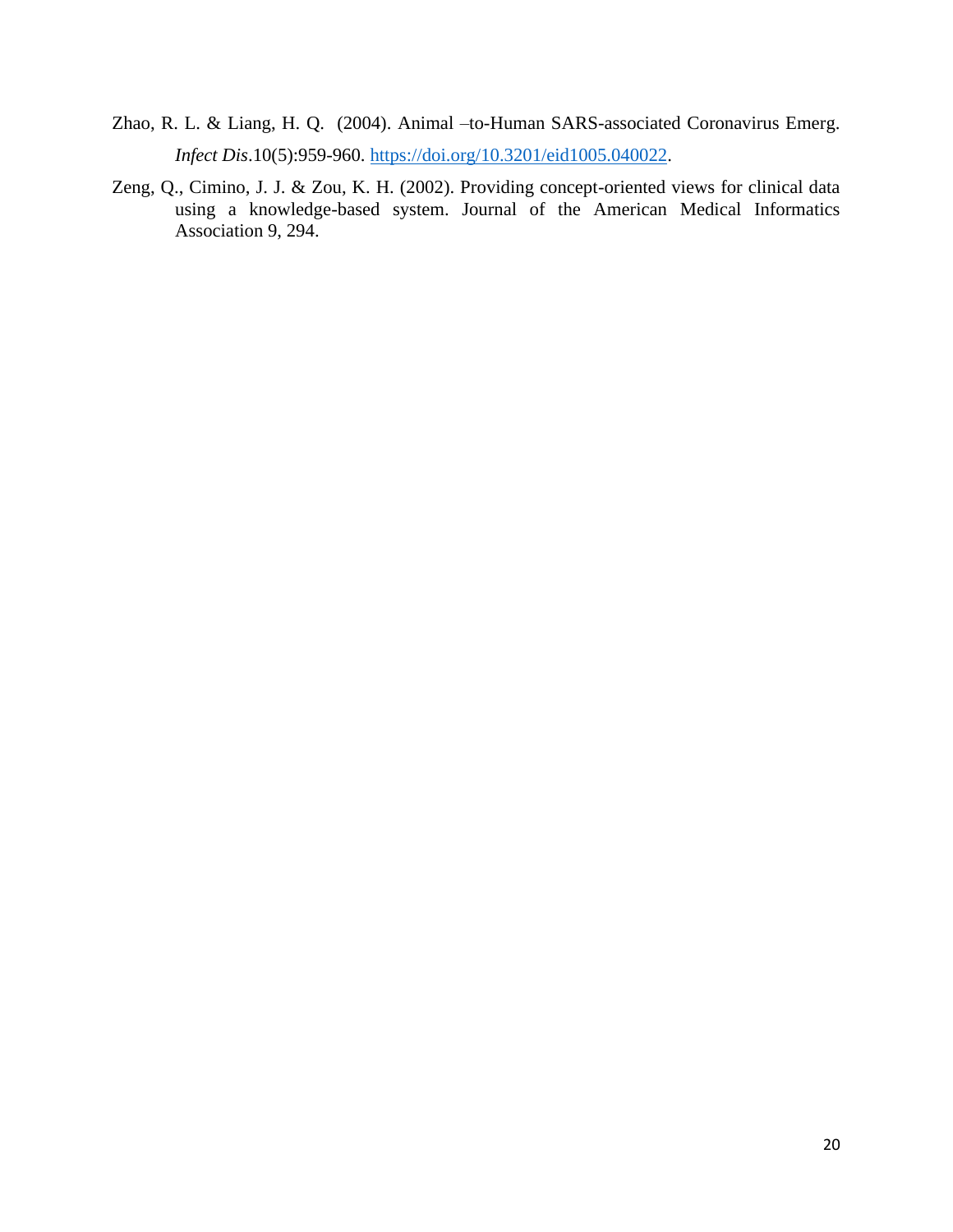Zhao, R. L. & Liang, H. Q. (2004). Animal –to-Human SARS-associated Coronavirus Emerg. *Infect Dis*.10(5):959-960. https://doi.org/10.3201/eid1005.040022.

Zeng, Q., Cimino, J. J. & Zou, K. H. (2002). Providing concept-oriented views for clinical data using a knowledge-based system. Journal of the American Medical Informatics Association 9, 294.